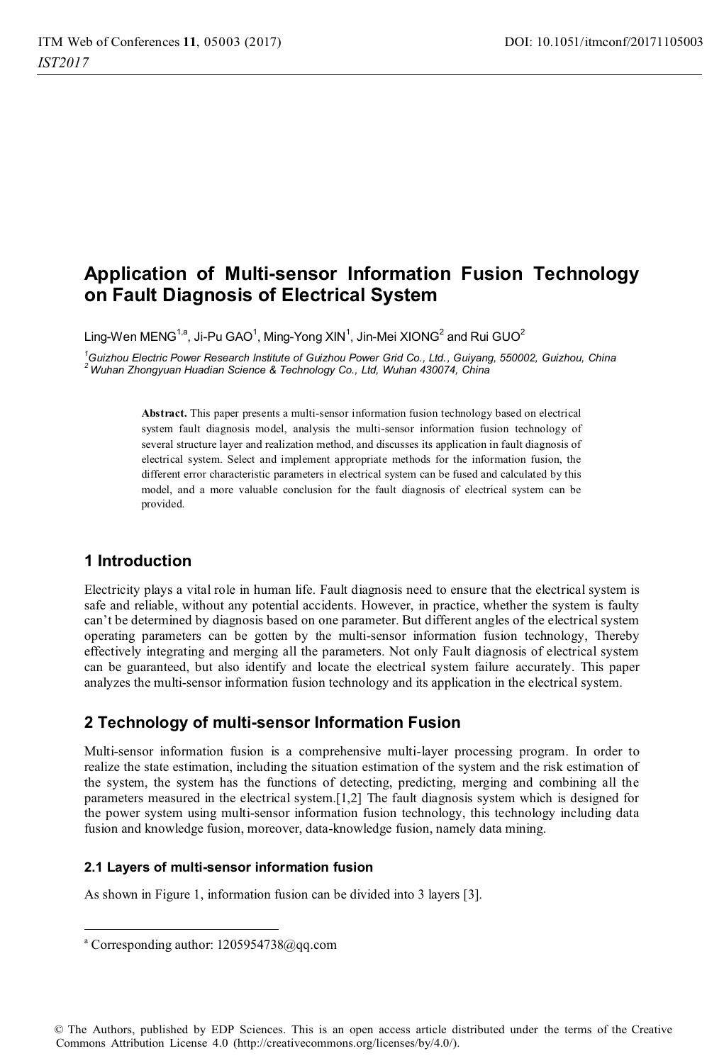# Application of Multi-sensor Information Fusion Technology on Fault Diagnosis of Electrical System

Ling-Wen MENG[1,a], Ji-Pu GAO[1], Ming-Yong XIN[1], Jin-Mei XIONG[2] and Rui GUO[2]

[1] *Guizhou Electric Power Research Institute of Guizhou Power Grid Co., Ltd., Guiyang, 550002, Guizhou, China*
[2] *Wuhan Zhongyuan Huadian Science & Technology Co., Ltd, Wuhan 430074, China*

**Abstract.** This paper presents a multi-sensor information fusion technology based on electrical system fault diagnosis model, analysis the multi-sensor information fusion technology of several structure layer and realization method, and discusses its application in fault diagnosis of electrical system. Select and implement appropriate methods for the information fusion, the different error characteristic parameters in electrical system can be fused and calculated by this model, and a more valuable conclusion for the fault diagnosis of electrical system can be provided.

## 1 Introduction

Electricity plays a vital role in human life. Fault diagnosis need to ensure that the electrical system is safe and reliable, without any potential accidents. However, in practice, whether the system is faulty can't be determined by diagnosis based on one parameter. But different angles of the electrical system operating parameters can be gotten by the multi-sensor information fusion technology, Thereby effectively integrating and merging all the parameters. Not only Fault diagnosis of electrical system can be guaranteed, but also identify and locate the electrical system failure accurately. This paper analyzes the multi-sensor information fusion technology and its application in the electrical system.

## 2 Technology of multi-sensor Information Fusion

Multi-sensor information fusion is a comprehensive multi-layer processing program. In order to realize the state estimation, including the situation estimation of the system and the risk estimation of the system, the system has the functions of detecting, predicting, merging and combining all the parameters measured in the electrical system.[1,2] The fault diagnosis system which is designed for the power system using multi-sensor information fusion technology, this technology including data fusion and knowledge fusion, moreover, data-knowledge fusion, namely data mining.

### 2.1 Layers of multi-sensor information fusion

As shown in Figure 1, information fusion can be divided into 3 layers [3].

[a] Corresponding author: 1205954738@qq.com

© The Authors, published by EDP Sciences. This is an open access article distributed under the terms of the Creative Commons Attribution License 4.0 (http://creativecommons.org/licenses/by/4.0/).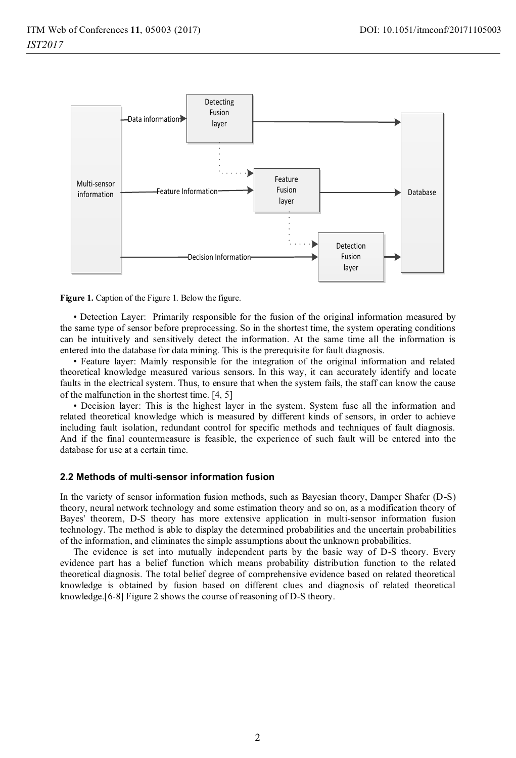**Figure 1.** Caption of the Figure 1. Below the figure.

• Detection Layer: Primarily responsible for the fusion of the original information measured by the same type of sensor before preprocessing. So in the shortest time, the system operating conditions can be intuitively and sensitively detect the information. At the same time all the information is entered into the database for data mining. This is the prerequisite for fault diagnosis.

• Feature layer: Mainly responsible for the integration of the original information and related theoretical knowledge measured various sensors. In this way, it can accurately identify and locate faults in the electrical system. Thus, to ensure that when the system fails, the staff can know the cause of the malfunction in the shortest time. [4, 5]

• Decision layer: This is the highest layer in the system. System fuse all the information and related theoretical knowledge which is measured by different kinds of sensors, in order to achieve including fault isolation, redundant control for specific methods and techniques of fault diagnosis. And if the final countermeasure is feasible, the experience of such fault will be entered into the database for use at a certain time.

### 2.2 Methods of multi-sensor information fusion

In the variety of sensor information fusion methods, such as Bayesian theory, Damper Shafer (D-S) theory, neural network technology and some estimation theory and so on, as a modification theory of Bayes' theorem, D-S theory has more extensive application in multi-sensor information fusion technology. The method is able to display the determined probabilities and the uncertain probabilities of the information, and eliminates the simple assumptions about the unknown probabilities.

The evidence is set into mutually independent parts by the basic way of D-S theory. Every evidence part has a belief function which means probability distribution function to the related theoretical diagnosis. The total belief degree of comprehensive evidence based on related theoretical knowledge is obtained by fusion based on different clues and diagnosis of related theoretical knowledge.[6-8] Figure 2 shows the course of reasoning of D-S theory.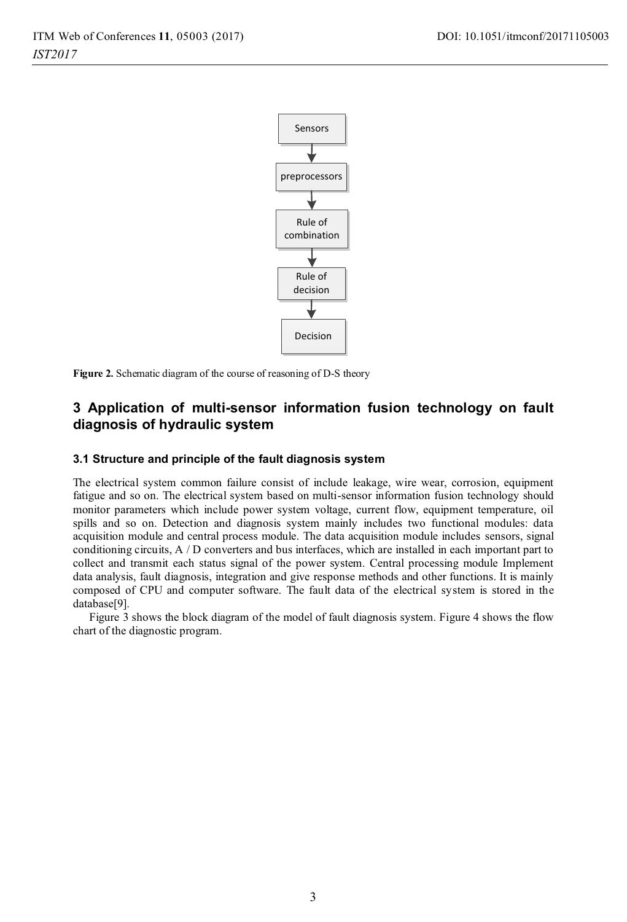Sensors

preprocessors

Rule of combination

Rule of decision

Decision

**Figure 2.** Schematic diagram of the course of reasoning of D-S theory

## 3 Application of multi-sensor information fusion technology on fault diagnosis of hydraulic system

### 3.1 Structure and principle of the fault diagnosis system

The electrical system common failure consist of include leakage, wire wear, corrosion, equipment fatigue and so on. The electrical system based on multi-sensor information fusion technology should monitor parameters which include power system voltage, current flow, equipment temperature, oil spills and so on. Detection and diagnosis system mainly includes two functional modules: data acquisition module and central process module. The data acquisition module includes sensors, signal conditioning circuits, A / D converters and bus interfaces, which are installed in each important part to collect and transmit each status signal of the power system. Central processing module Implement data analysis, fault diagnosis, integration and give response methods and other functions. It is mainly composed of CPU and computer software. The fault data of the electrical system is stored in the database[9].

Figure 3 shows the block diagram of the model of fault diagnosis system. Figure 4 shows the flow chart of the diagnostic program.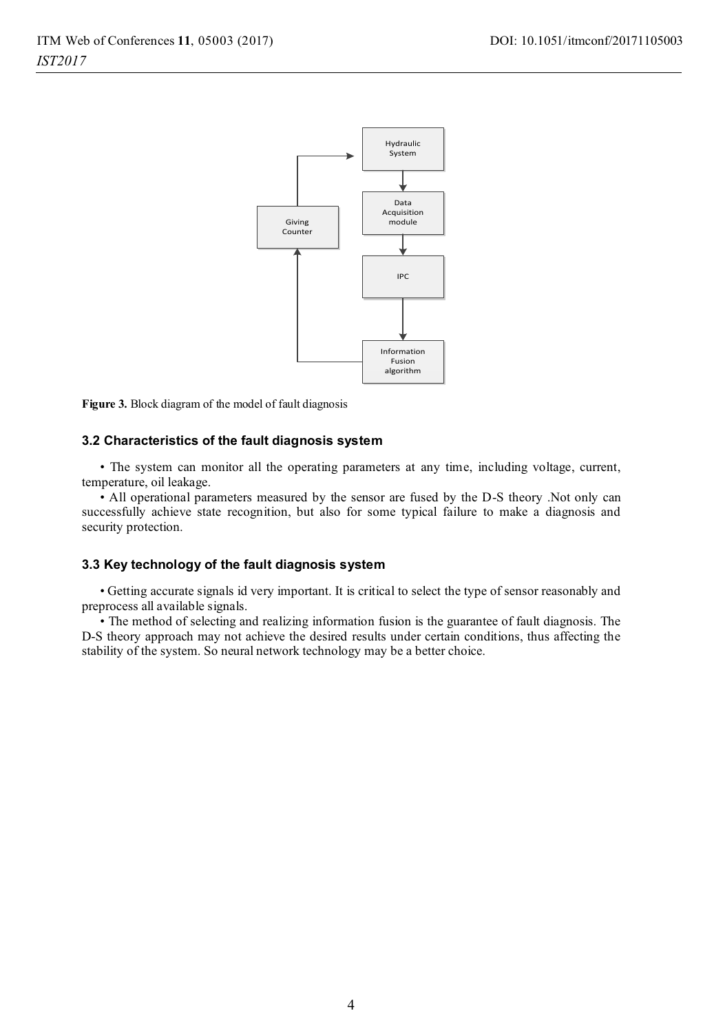Figure 3. Block diagram of the model of fault diagnosis

### 3.2 Characteristics of the fault diagnosis system

• The system can monitor all the operating parameters at any time, including voltage, current, temperature, oil leakage.

• All operational parameters measured by the sensor are fused by the D-S theory .Not only can successfully achieve state recognition, but also for some typical failure to make a diagnosis and security protection.

### 3.3 Key technology of the fault diagnosis system

• Getting accurate signals id very important. It is critical to select the type of sensor reasonably and preprocess all available signals.

• The method of selecting and realizing information fusion is the guarantee of fault diagnosis. The D-S theory approach may not achieve the desired results under certain conditions, thus affecting the stability of the system. So neural network technology may be a better choice.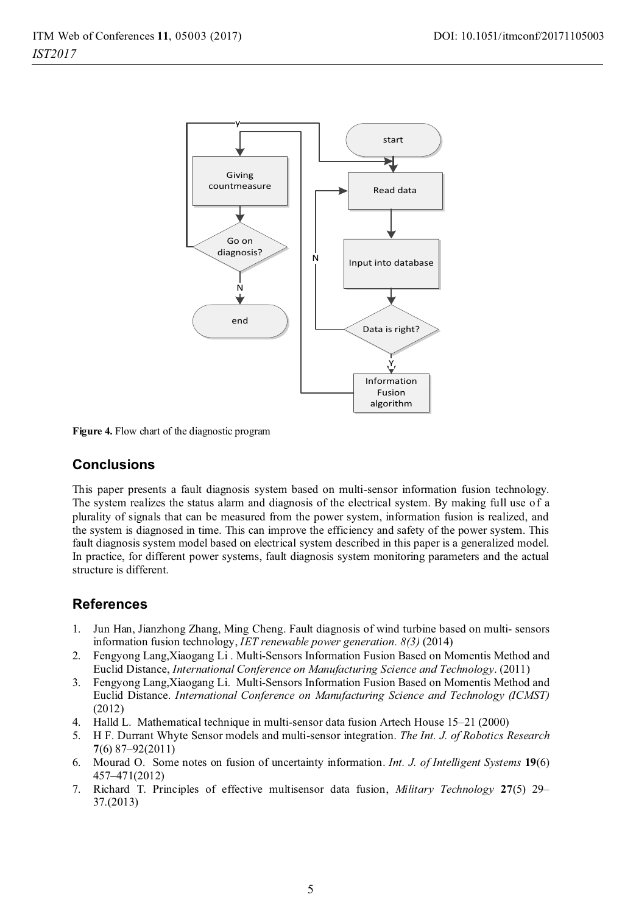Figure 4. Flow chart of the diagnostic program

## Conclusions

This paper presents a fault diagnosis system based on multi-sensor information fusion technology. The system realizes the status alarm and diagnosis of the electrical system. By making full use of a plurality of signals that can be measured from the power system, information fusion is realized, and the system is diagnosed in time. This can improve the efficiency and safety of the power system. This fault diagnosis system model based on electrical system described in this paper is a generalized model. In practice, for different power systems, fault diagnosis system monitoring parameters and the actual structure is different.

## References

1. Jun Han, Jianzhong Zhang, Ming Cheng. Fault diagnosis of wind turbine based on multi- sensors information fusion technology, *IET renewable power generation. 8(3)* (2014)
2. Fengyong Lang,Xiaogang Li . Multi-Sensors Information Fusion Based on Momentis Method and Euclid Distance, *International Conference on Manufacturing Science and Technology*. (2011)
3. Fengyong Lang,Xiaogang Li. Multi-Sensors Information Fusion Based on Momentis Method and Euclid Distance. *International Conference on Manufacturing Science and Technology (ICMST)* (2012)
4. Halld L. Mathematical technique in multi-sensor data fusion Artech House 15–21 (2000)
5. H F. Durrant Whyte Sensor models and multi-sensor integration. *The Int. J. of Robotics Research* **7**(6) 87–92(2011)
6. Mourad O. Some notes on fusion of uncertainty information. *Int. J. of Intelligent Systems* **19**(6) 457–471(2012)
7. Richard T. Principles of effective multisensor data fusion, *Military Technology* **27**(5) 29–37.(2013)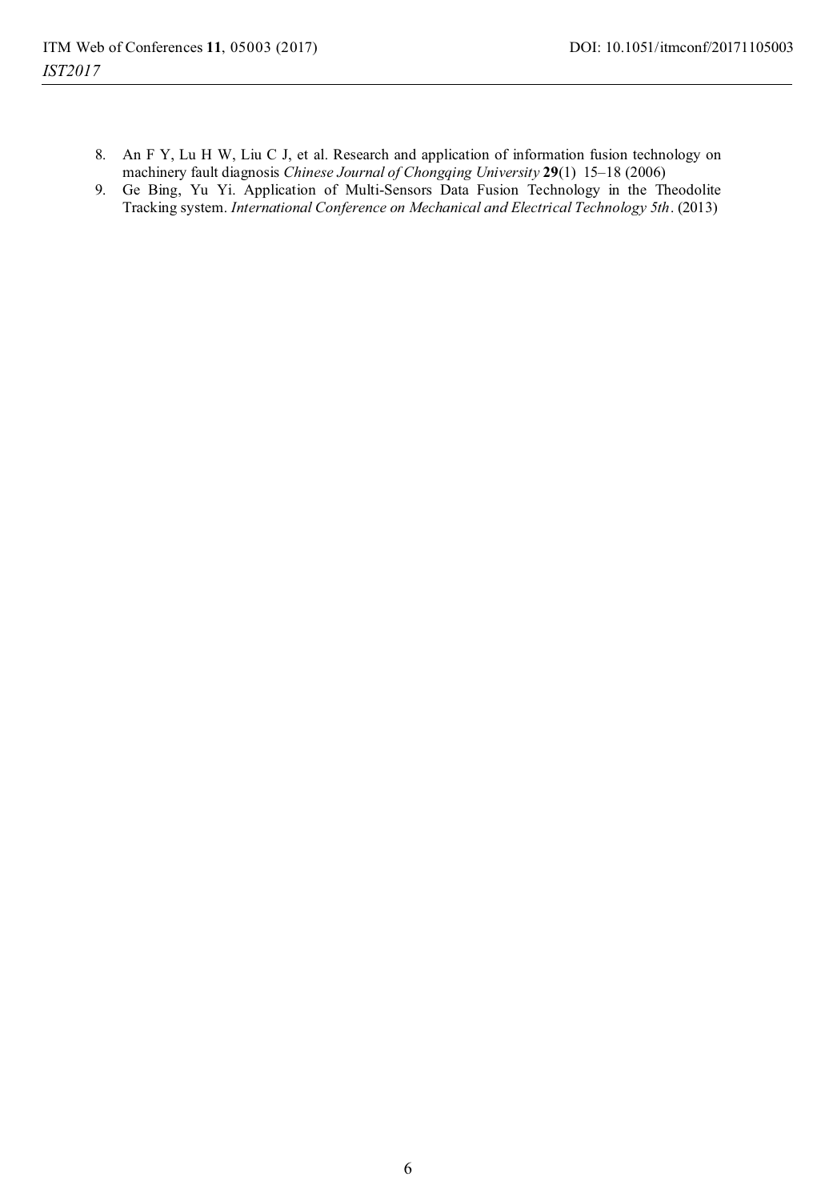8. An F Y, Lu H W, Liu C J, et al. Research and application of information fusion technology on machinery fault diagnosis *Chinese Journal of Chongqing University* **29**(1) 15–18 (2006)
9. Ge Bing, Yu Yi. Application of Multi-Sensors Data Fusion Technology in the Theodolite Tracking system. *International Conference on Mechanical and Electrical Technology 5th*. (2013)